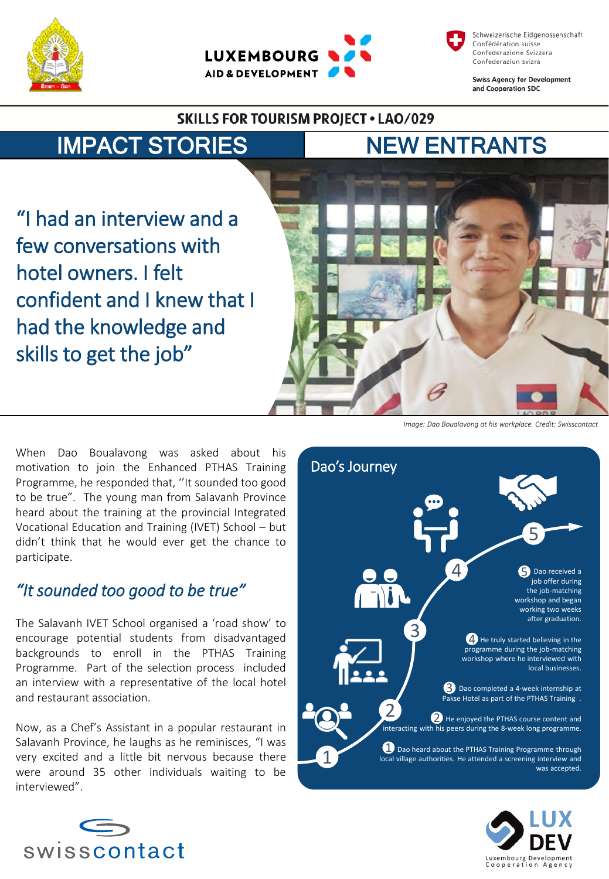SKILLS FOR TOURISM PROJECT • LAO/029

# IMPACT STORIES | NEW ENTRANTS

## "I had an interview and a few conversations with hotel owners. I felt confident and I knew that I had the knowledge and skills to get the job"

*Image: Dao Boualavong at his workplace. Credit: Swisscontact*

When Dao Boualavong was asked about his motivation to join the Enhanced PTHAS Training Programme, he responded that, ''It sounded too good to be true". The young man from Salavanh Province heard about the training at the provincial Integrated Vocational Education and Training (IVET) School – but didn't think that he would ever get the chance to participate.

### *"It sounded too good to be true"*

The Salavanh IVET School organised a 'road show' to encourage potential students from disadvantaged backgrounds to enroll in the PTHAS Training Programme. Part of the selection process included an interview with a representative of the local hotel and restaurant association.

Now, as a Chef's Assistant in a popular restaurant in Salavanh Province, he laughs as he reminisces, "I was very excited and a little bit nervous because there were around 35 other individuals waiting to be interviewed".

### Dao's Journey

1. Dao heard about the PTHAS Training Programme through local village authorities. He attended a screening interview and was accepted.
2. He enjoyed the PTHAS course content and interacting with his peers during the 8-week long programme.
3. Dao completed a 4-week internship at Pakse Hotel as part of the PTHAS Training.
4. He truly started believing in the programme during the job-matching workshop where he interviewed with local businesses.
5. Dao received a job offer during the job-matching workshop and began working two weeks after graduation.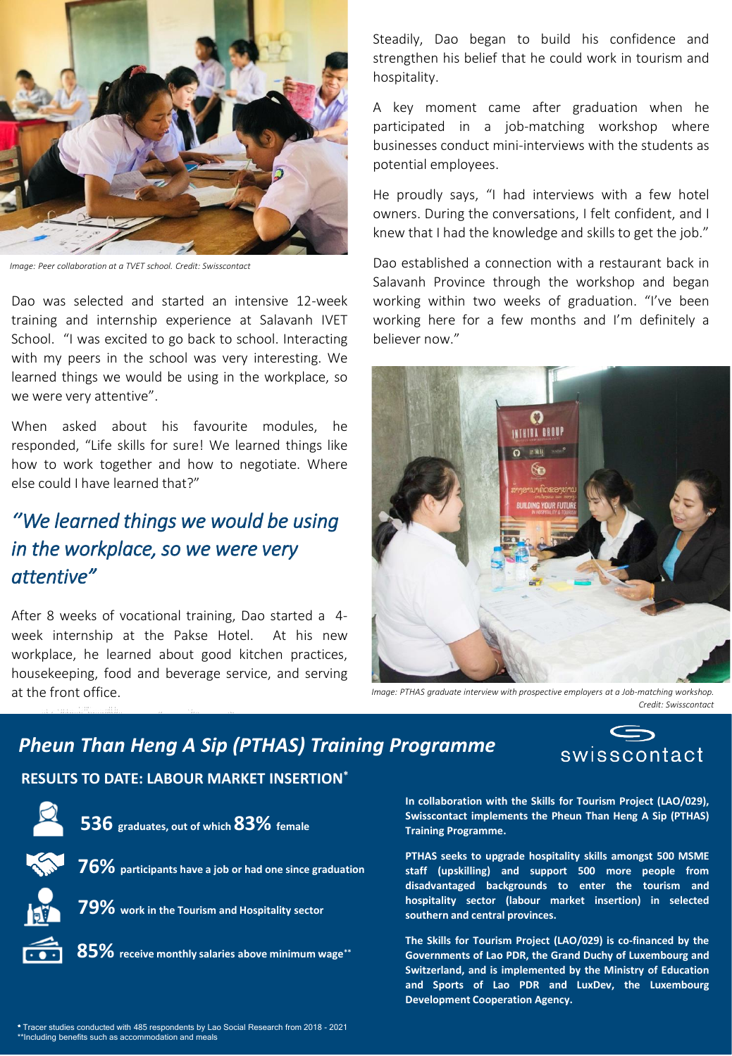*Image: Peer collaboration at a TVET school. Credit: Swisscontact*

Dao was selected and started an intensive 12-week training and internship experience at Salavanh IVET School. "I was excited to go back to school. Interacting with my peers in the school was very interesting. We learned things we would be using in the workplace, so we were very attentive".

When asked about his favourite modules, he responded, "Life skills for sure! We learned things like how to work together and how to negotiate. Where else could I have learned that?"

## *"We learned things we would be using in the workplace, so we were very attentive"*

After 8 weeks of vocational training, Dao started a 4-week internship at the Pakse Hotel. At his new workplace, he learned about good kitchen practices, housekeeping, food and beverage service, and serving at the front office.

Steadily, Dao began to build his confidence and strengthen his belief that he could work in tourism and hospitality.

A key moment came after graduation when he participated in a job-matching workshop where businesses conduct mini-interviews with the students as potential employees.

He proudly says, "I had interviews with a few hotel owners. During the conversations, I felt confident, and I knew that I had the knowledge and skills to get the job."

Dao established a connection with a restaurant back in Salavanh Province through the workshop and began working within two weeks of graduation. "I've been working here for a few months and I'm definitely a believer now."

*Image: PTHAS graduate interview with prospective employers at a Job-matching workshop. Credit: Swisscontact*

## *Pheun Than Heng A Sip (PTHAS) Training Programme*

swisscontact

### RESULTS TO DATE: LABOUR MARKET INSERTION*

**536** graduates, out of which **83%** female

**76%** participants have a job or had one since graduation

**79%** work in the Tourism and Hospitality sector

**85%** receive monthly salaries above minimum wage**

**In collaboration with the Skills for Tourism Project (LAO/029), Swisscontact implements the Pheun Than Heng A Sip (PTHAS) Training Programme.**

**PTHAS seeks to upgrade hospitality skills amongst 500 MSME staff (upskilling) and support 500 more people from disadvantaged backgrounds to enter the tourism and hospitality sector (labour market insertion) in selected southern and central provinces.**

**The Skills for Tourism Project (LAO/029) is co-financed by the Governments of Lao PDR, the Grand Duchy of Luxembourg and Switzerland, and is implemented by the Ministry of Education and Sports of Lao PDR and LuxDev, the Luxembourg Development Cooperation Agency.**

* Tracer studies conducted with 485 respondents by Lao Social Research from 2018 - 2021
**Including benefits such as accommodation and meals